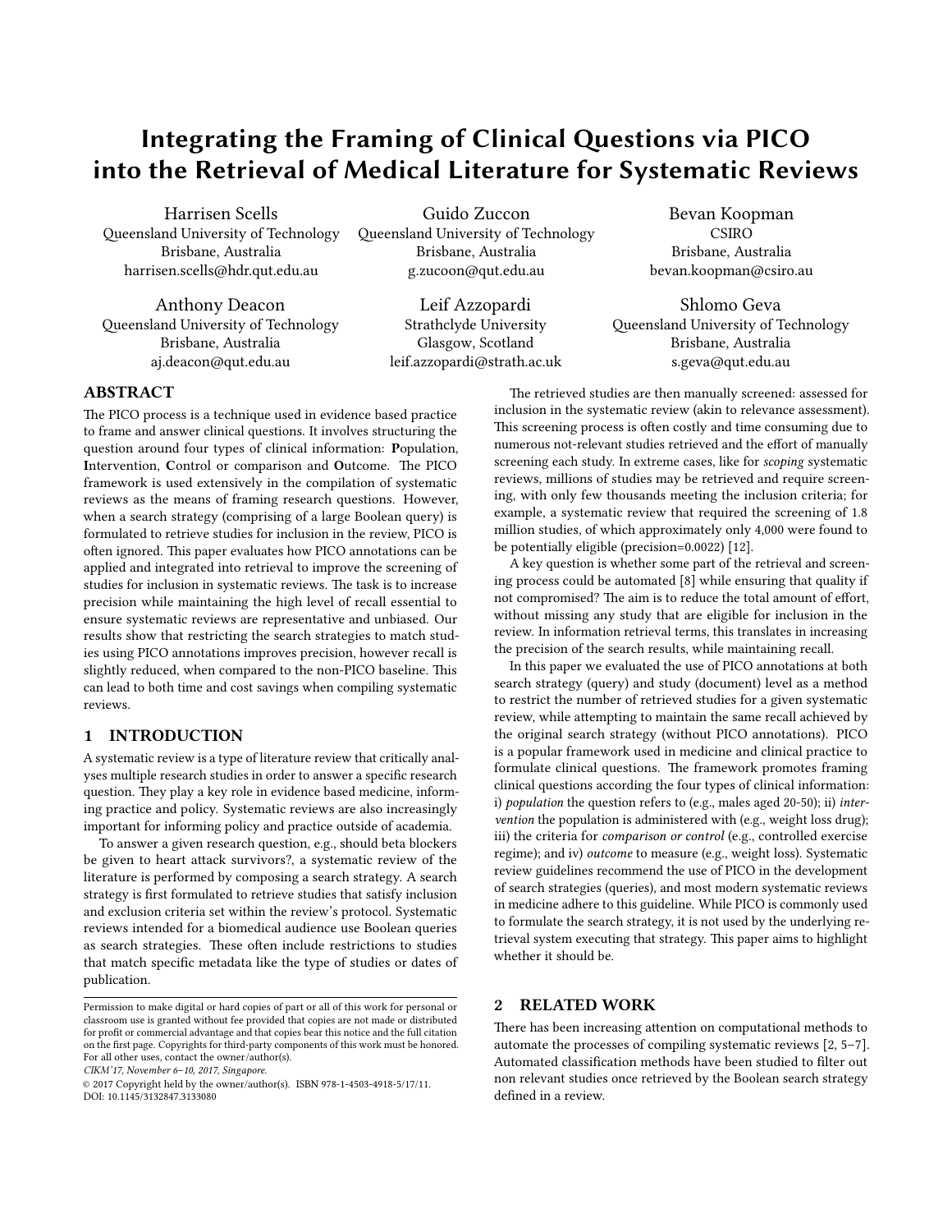# Integrating the Framing of Clinical Questions via PICO into the Retrieval of Medical Literature for Systematic Reviews

Harrisen Scells
Queensland University of Technology
Brisbane, Australia
harrisen.scells@hdr.qut.edu.au

Guido Zuccon
Queensland University of Technology
Brisbane, Australia
g.zucoon@qut.edu.au

Bevan Koopman
CSIRO
Brisbane, Australia
bevan.koopman@csiro.au

Anthony Deacon
Queensland University of Technology
Brisbane, Australia
aj.deacon@qut.edu.au

Leif Azzopardi
Strathclyde University
Glasgow, Scotland
leif.azzopardi@strath.ac.uk

Shlomo Geva
Queensland University of Technology
Brisbane, Australia
s.geva@qut.edu.au

## ABSTRACT

The PICO process is a technique used in evidence based practice to frame and answer clinical questions. It involves structuring the question around four types of clinical information: **P**opulation, **I**ntervention, **C**ontrol or comparison and **O**utcome. The PICO framework is used extensively in the compilation of systematic reviews as the means of framing research questions. However, when a search strategy (comprising of a large Boolean query) is formulated to retrieve studies for inclusion in the review, PICO is often ignored. This paper evaluates how PICO annotations can be applied and integrated into retrieval to improve the screening of studies for inclusion in systematic reviews. The task is to increase precision while maintaining the high level of recall essential to ensure systematic reviews are representative and unbiased. Our results show that restricting the search strategies to match studies using PICO annotations improves precision, however recall is slightly reduced, when compared to the non-PICO baseline. This can lead to both time and cost savings when compiling systematic reviews.

## 1 INTRODUCTION

A systematic review is a type of literature review that critically analyses multiple research studies in order to answer a specific research question. They play a key role in evidence based medicine, informing practice and policy. Systematic reviews are also increasingly important for informing policy and practice outside of academia.

To answer a given research question, e.g., should beta blockers be given to heart attack survivors?, a systematic review of the literature is performed by composing a search strategy. A search strategy is first formulated to retrieve studies that satisfy inclusion and exclusion criteria set within the review's protocol. Systematic reviews intended for a biomedical audience use Boolean queries as search strategies. These often include restrictions to studies that match specific metadata like the type of studies or dates of publication.

The retrieved studies are then manually screened: assessed for inclusion in the systematic review (akin to relevance assessment). This screening process is often costly and time consuming due to numerous not-relevant studies retrieved and the effort of manually screening each study. In extreme cases, like for *scoping* systematic reviews, millions of studies may be retrieved and require screening, with only few thousands meeting the inclusion criteria; for example, a systematic review that required the screening of 1.8 million studies, of which approximately only 4,000 were found to be potentially eligible (precision=0.0022) [12].

A key question is whether some part of the retrieval and screening process could be automated [8] while ensuring that quality if not compromised? The aim is to reduce the total amount of effort, without missing any study that are eligible for inclusion in the review. In information retrieval terms, this translates in increasing the precision of the search results, while maintaining recall.

In this paper we evaluated the use of PICO annotations at both search strategy (query) and study (document) level as a method to restrict the number of retrieved studies for a given systematic review, while attempting to maintain the same recall achieved by the original search strategy (without PICO annotations). PICO is a popular framework used in medicine and clinical practice to formulate clinical questions. The framework promotes framing clinical questions according the four types of clinical information: i) *population* the question refers to (e.g., males aged 20-50); ii) *intervention* the population is administered with (e.g., weight loss drug); iii) the criteria for *comparison or control* (e.g., controlled exercise regime); and iv) *outcome* to measure (e.g., weight loss). Systematic review guidelines recommend the use of PICO in the development of search strategies (queries), and most modern systematic reviews in medicine adhere to this guideline. While PICO is commonly used to formulate the search strategy, it is not used by the underlying retrieval system executing that strategy. This paper aims to highlight whether it should be.

## 2 RELATED WORK

There has been increasing attention on computational methods to automate the processes of compiling systematic reviews [2, 5–7]. Automated classification methods have been studied to filter out non relevant studies once retrieved by the Boolean search strategy defined in a review.

Permission to make digital or hard copies of part or all of this work for personal or classroom use is granted without fee provided that copies are not made or distributed for profit or commercial advantage and that copies bear this notice and the full citation on the first page. Copyrights for third-party components of this work must be honored. For all other uses, contact the owner/author(s).
*CIKM'17, November 6–10, 2017, Singapore.*
© 2017 Copyright held by the owner/author(s). ISBN 978-1-4503-4918-5/17/11.
DOI: 10.1145/3132847.3133080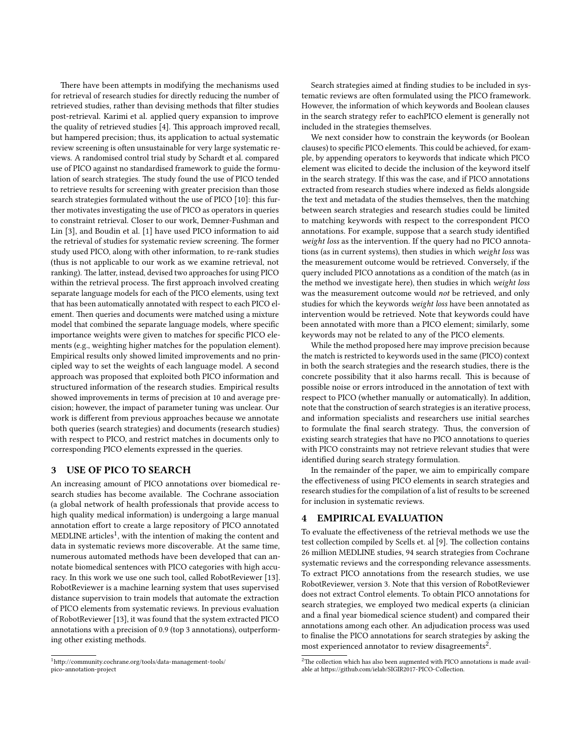There have been attempts in modifying the mechanisms used for retrieval of research studies for directly reducing the number of retrieved studies, rather than devising methods that filter studies post-retrieval. Karimi et al. applied query expansion to improve the quality of retrieved studies [4]. This approach improved recall, but hampered precision; thus, its application to actual systematic review screening is often unsustainable for very large systematic reviews. A randomised control trial study by Schardt et al. compared use of PICO against no standardised framework to guide the formulation of search strategies. The study found the use of PICO tended to retrieve results for screening with greater precision than those search strategies formulated without the use of PICO [10]: this further motivates investigating the use of PICO as operators in queries to constraint retrieval. Closer to our work, Demner-Fushman and Lin [3], and Boudin et al. [1] have used PICO information to aid the retrieval of studies for systematic review screening. The former study used PICO, along with other information, to re-rank studies (thus is not applicable to our work as we examine retrieval, not ranking). The latter, instead, devised two approaches for using PICO within the retrieval process. The first approach involved creating separate language models for each of the PICO elements, using text that has been automatically annotated with respect to each PICO element. Then queries and documents were matched using a mixture model that combined the separate language models, where specific importance weights were given to matches for specific PICO elements (e.g., weighting higher matches for the population element). Empirical results only showed limited improvements and no principled way to set the weights of each language model. A second approach was proposed that exploited both PICO information and structured information of the research studies. Empirical results showed improvements in terms of precision at 10 and average precision; however, the impact of parameter tuning was unclear. Our work is different from previous approaches because we annotate both queries (search strategies) and documents (research studies) with respect to PICO, and restrict matches in documents only to corresponding PICO elements expressed in the queries.

## 3 USE OF PICO TO SEARCH

An increasing amount of PICO annotations over biomedical research studies has become available. The Cochrane association (a global network of health professionals that provide access to high quality medical information) is undergoing a large manual annotation effort to create a large repository of PICO annotated MEDLINE articles[1], with the intention of making the content and data in systematic reviews more discoverable. At the same time, numerous automated methods have been developed that can annotate biomedical sentences with PICO categories with high accuracy. In this work we use one such tool, called RobotReviewer [13]. RobotReviewer is a machine learning system that uses supervised distance supervision to train models that automate the extraction of PICO elements from systematic reviews. In previous evaluation of RobotReviewer [13], it was found that the system extracted PICO annotations with a precision of 0.9 (top 3 annotations), outperforming other existing methods.

Search strategies aimed at finding studies to be included in systematic reviews are often formulated using the PICO framework. However, the information of which keywords and Boolean clauses in the search strategy refer to eachPICO element is generally not included in the strategies themselves.

We next consider how to constrain the keywords (or Boolean clauses) to specific PICO elements. This could be achieved, for example, by appending operators to keywords that indicate which PICO element was elicited to decide the inclusion of the keyword itself in the search strategy. If this was the case, and if PICO annotations extracted from research studies where indexed as fields alongside the text and metadata of the studies themselves, then the matching between search strategies and research studies could be limited to matching keywords with respect to the correspondent PICO annotations. For example, suppose that a search study identified *weight loss* as the intervention. If the query had no PICO annotations (as in current systems), then studies in which *weight loss* was the measurement outcome would be retrieved. Conversely, if the query included PICO annotations as a condition of the match (as in the method we investigate here), then studies in which *weight loss* was the measurement outcome would *not* be retrieved, and only studies for which the keywords *weight loss* have been annotated as intervention would be retrieved. Note that keywords could have been annotated with more than a PICO element; similarly, some keywords may not be related to any of the PICO elements.

While the method proposed here may improve precision because the match is restricted to keywords used in the same (PICO) context in both the search strategies and the research studies, there is the concrete possibility that it also harms recall. This is because of possible noise or errors introduced in the annotation of text with respect to PICO (whether manually or automatically). In addition, note that the construction of search strategies is an iterative process, and information specialists and researchers use initial searches to formulate the final search strategy. Thus, the conversion of existing search strategies that have no PICO annotations to queries with PICO constraints may not retrieve relevant studies that were identified during search strategy formulation.

In the remainder of the paper, we aim to empirically compare the effectiveness of using PICO elements in search strategies and research studies for the compilation of a list of results to be screened for inclusion in systematic reviews.

## 4 EMPIRICAL EVALUATION

To evaluate the effectiveness of the retrieval methods we use the test collection compiled by Scells et. al [9]. The collection contains 26 million MEDLINE studies, 94 search strategies from Cochrane systematic reviews and the corresponding relevance assessments. To extract PICO annotations from the research studies, we use RobotReviewer, version 3. Note that this version of RobotReviewer does not extract Control elements. To obtain PICO annotations for search strategies, we employed two medical experts (a clinician and a final year biomedical science student) and compared their annotations among each other. An adjudication process was used to finalise the PICO annotations for search strategies by asking the most experienced annotator to review disagreements[2].

[1] http://community.cochrane.org/tools/data-management-tools/pico-annotation-project

[2] The collection which has also been augmented with PICO annotations is made available at https://github.com/ielab/SIGIR2017-PICO-Collection.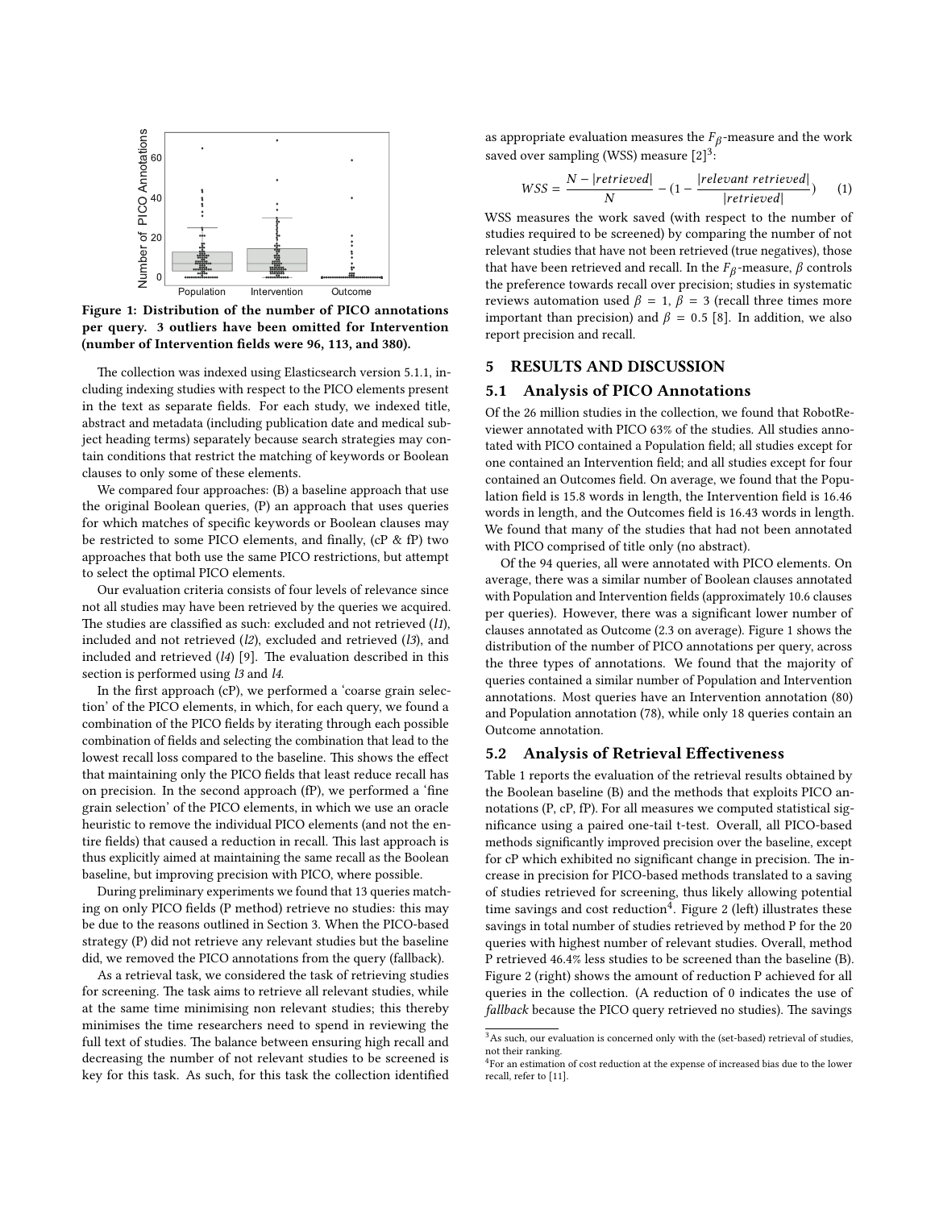Figure 1: Distribution of the number of PICO annotations per query. 3 outliers have been omitted for Intervention (number of Intervention fields were 96, 113, and 380).

The collection was indexed using Elasticsearch version 5.1.1, including indexing studies with respect to the PICO elements present in the text as separate fields. For each study, we indexed title, abstract and metadata (including publication date and medical subject heading terms) separately because search strategies may contain conditions that restrict the matching of keywords or Boolean clauses to only some of these elements.

We compared four approaches: (B) a baseline approach that use the original Boolean queries, (P) an approach that uses queries for which matches of specific keywords or Boolean clauses may be restricted to some PICO elements, and finally, (cP & fP) two approaches that both use the same PICO restrictions, but attempt to select the optimal PICO elements.

Our evaluation criteria consists of four levels of relevance since not all studies may have been retrieved by the queries we acquired. The studies are classified as such: excluded and not retrieved (*l1*), included and not retrieved (*l2*), excluded and retrieved (*l3*), and included and retrieved (*l4*) [9]. The evaluation described in this section is performed using *l3* and *l4*.

In the first approach (cP), we performed a 'coarse grain selection' of the PICO elements, in which, for each query, we found a combination of the PICO fields by iterating through each possible combination of fields and selecting the combination that lead to the lowest recall loss compared to the baseline. This shows the effect that maintaining only the PICO fields that least reduce recall has on precision. In the second approach (fP), we performed a 'fine grain selection' of the PICO elements, in which we use an oracle heuristic to remove the individual PICO elements (and not the entire fields) that caused a reduction in recall. This last approach is thus explicitly aimed at maintaining the same recall as the Boolean baseline, but improving precision with PICO, where possible.

During preliminary experiments we found that 13 queries matching on only PICO fields (P method) retrieve no studies: this may be due to the reasons outlined in Section 3. When the PICO-based strategy (P) did not retrieve any relevant studies but the baseline did, we removed the PICO annotations from the query (fallback).

As a retrieval task, we considered the task of retrieving studies for screening. The task aims to retrieve all relevant studies, while at the same time minimising non relevant studies; this thereby minimises the time researchers need to spend in reviewing the full text of studies. The balance between ensuring high recall and decreasing the number of not relevant studies to be screened is key for this task. As such, for this task the collection identified as appropriate evaluation measures the $F_\beta$-measure and the work saved over sampling (WSS) measure [2][3]:

$$WSS = \frac{N - |retrieved|}{N} - (1 - \frac{|relevant\ retrieved|}{|retrieved|}) \quad (1)$$

WSS measures the work saved (with respect to the number of studies required to be screened) by comparing the number of not relevant studies that have not been retrieved (true negatives), those that have been retrieved and recall. In the $F_\beta$-measure, $\beta$ controls the preference towards recall over precision; studies in systematic reviews automation used $\beta = 1$, $\beta = 3$ (recall three times more important than precision) and $\beta = 0.5$ [8]. In addition, we also report precision and recall.

## 5 RESULTS AND DISCUSSION

### 5.1 Analysis of PICO Annotations

Of the 26 million studies in the collection, we found that RobotReviewer annotated with PICO 63% of the studies. All studies annotated with PICO contained a Population field; all studies except for one contained an Intervention field; and all studies except for four contained an Outcomes field. On average, we found that the Population field is 15.8 words in length, the Intervention field is 16.46 words in length, and the Outcomes field is 16.43 words in length. We found that many of the studies that had not been annotated with PICO comprised of title only (no abstract).

Of the 94 queries, all were annotated with PICO elements. On average, there was a similar number of Boolean clauses annotated with Population and Intervention fields (approximately 10.6 clauses per queries). However, there was a significant lower number of clauses annotated as Outcome (2.3 on average). Figure 1 shows the distribution of the number of PICO annotations per query, across the three types of annotations. We found that the majority of queries contained a similar number of Population and Intervention annotations. Most queries have an Intervention annotation (80) and Population annotation (78), while only 18 queries contain an Outcome annotation.

### 5.2 Analysis of Retrieval Effectiveness

Table 1 reports the evaluation of the retrieval results obtained by the Boolean baseline (B) and the methods that exploits PICO annotations (P, cP, fP). For all measures we computed statistical significance using a paired one-tail t-test. Overall, all PICO-based methods significantly improved precision over the baseline, except for cP which exhibited no significant change in precision. The increase in precision for PICO-based methods translated to a saving of studies retrieved for screening, thus likely allowing potential time savings and cost reduction[4]. Figure 2 (left) illustrates these savings in total number of studies retrieved by method P for the 20 queries with highest number of relevant studies. Overall, method P retrieved 46.4% less studies to be screened than the baseline (B). Figure 2 (right) shows the amount of reduction P achieved for all queries in the collection. (A reduction of 0 indicates the use of *fallback* because the PICO query retrieved no studies). The savings

[3] As such, our evaluation is concerned only with the (set-based) retrieval of studies, not their ranking.

[4] For an estimation of cost reduction at the expense of increased bias due to the lower recall, refer to [11].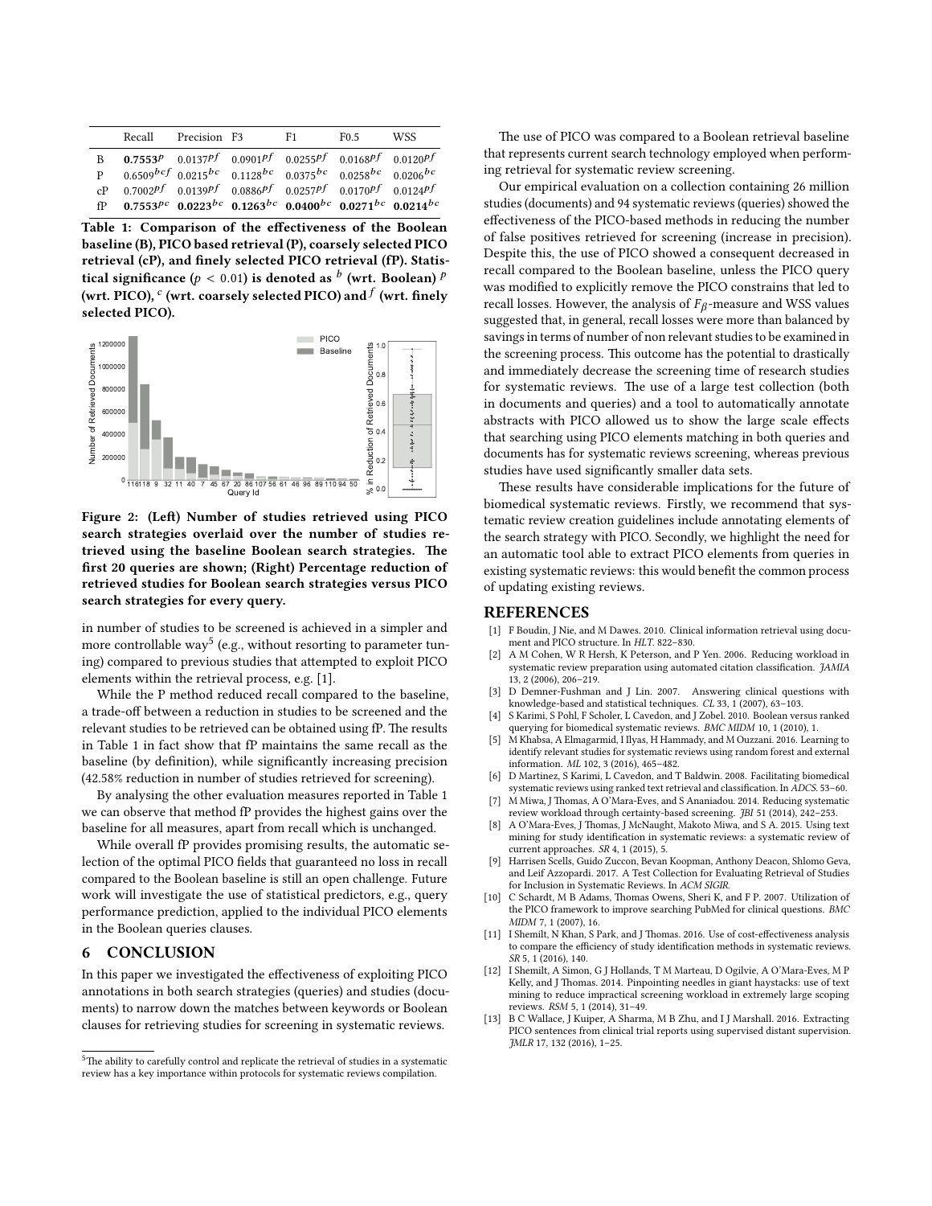|  | Recall | Precision | F3 | F1 | F0.5 | WSS |
|---|---|---|---|---|---|---|
| B | **0.7553**$^{p}$ | $0.0137^{pf}$ | $0.0901^{pf}$ | $0.0255^{pf}$ | $0.0168^{pf}$ | $0.0120^{pf}$ |
| P | $0.6509^{bcf}$ | $0.0215^{bc}$ | $0.1128^{bc}$ | $0.0375^{bc}$ | $0.0258^{bc}$ | $0.0206^{bc}$ |
| cP | $0.7002^{pf}$ | $0.0139^{pf}$ | $0.0886^{pf}$ | $0.0257^{pf}$ | $0.0170^{pf}$ | $0.0124^{pf}$ |
| fP | **0.7553**$^{pc}$ | **0.0223**$^{bc}$ | **0.1263**$^{bc}$ | **0.0400**$^{bc}$ | **0.0271**$^{bc}$ | **0.0214**$^{bc}$ |

**Table 1: Comparison of the effectiveness of the Boolean baseline (B), PICO based retrieval (P), coarsely selected PICO retrieval (cP), and finely selected PICO retrieval (fP). Statistical significance ($p < 0.01$) is denoted as $^{b}$ (wrt. Boolean) $^{p}$ (wrt. PICO), $^{c}$ (wrt. coarsely selected PICO) and $^{f}$ (wrt. finely selected PICO).**

PICO
Baseline
Number of Retrieved Documents
1200000
1000000
800000
600000
400000
200000
0
116 118 9 32 11 40 7 45 67 20 86 107 56 61 46 96 89 110 94 50
Query Id
% in Reduction of Retrieved Documents
1.0
0.8
0.6
0.4
0.2
0.0

**Figure 2: (Left) Number of studies retrieved using PICO search strategies overlaid over the number of studies retrieved using the baseline Boolean search strategies. The first 20 queries are shown; (Right) Percentage reduction of retrieved studies for Boolean search strategies versus PICO search strategies for every query.**

in number of studies to be screened is achieved in a simpler and more controllable way[5] (e.g., without resorting to parameter tuning) compared to previous studies that attempted to exploit PICO elements within the retrieval process, e.g. [1].

While the P method reduced recall compared to the baseline, a trade-off between a reduction in studies to be screened and the relevant studies to be retrieved can be obtained using fP. The results in Table 1 in fact show that fP maintains the same recall as the baseline (by definition), while significantly increasing precision (42.58% reduction in number of studies retrieved for screening).

By analysing the other evaluation measures reported in Table 1 we can observe that method fP provides the highest gains over the baseline for all measures, apart from recall which is unchanged.

While overall fP provides promising results, the automatic selection of the optimal PICO fields that guaranteed no loss in recall compared to the Boolean baseline is still an open challenge. Future work will investigate the use of statistical predictors, e.g., query performance prediction, applied to the individual PICO elements in the Boolean queries clauses.

## 6 CONCLUSION

In this paper we investigated the effectiveness of exploiting PICO annotations in both search strategies (queries) and studies (documents) to narrow down the matches between keywords or Boolean clauses for retrieving studies for screening in systematic reviews.

[5] The ability to carefully control and replicate the retrieval of studies in a systematic review has a key importance within protocols for systematic reviews compilation.

The use of PICO was compared to a Boolean retrieval baseline that represents current search technology employed when performing retrieval for systematic review screening.

Our empirical evaluation on a collection containing 26 million studies (documents) and 94 systematic reviews (queries) showed the effectiveness of the PICO-based methods in reducing the number of false positives retrieved for screening (increase in precision). Despite this, the use of PICO showed a consequent decreased in recall compared to the Boolean baseline, unless the PICO query was modified to explicitly remove the PICO constrains that led to recall losses. However, the analysis of $F_{\beta}$-measure and WSS values suggested that, in general, recall losses were more than balanced by savings in terms of number of non relevant studies to be examined in the screening process. This outcome has the potential to drastically and immediately decrease the screening time of research studies for systematic reviews. The use of a large test collection (both in documents and queries) and a tool to automatically annotate abstracts with PICO allowed us to show the large scale effects that searching using PICO elements matching in both queries and documents has for systematic reviews screening, whereas previous studies have used significantly smaller data sets.

These results have considerable implications for the future of biomedical systematic reviews. Firstly, we recommend that systematic review creation guidelines include annotating elements of the search strategy with PICO. Secondly, we highlight the need for an automatic tool able to extract PICO elements from queries in existing systematic reviews: this would benefit the common process of updating existing reviews.

## REFERENCES

[1] F Boudin, J Nie, and M Dawes. 2010. Clinical information retrieval using document and PICO structure. In *HLT*. 822–830.

[2] A M Cohen, W R Hersh, K Peterson, and P Yen. 2006. Reducing workload in systematic review preparation using automated citation classification. *JAMIA* 13, 2 (2006), 206–219.

[3] D Demner-Fushman and J Lin. 2007. Answering clinical questions with knowledge-based and statistical techniques. *CL* 33, 1 (2007), 63–103.

[4] S Karimi, S Pohl, F Scholer, L Cavedon, and J Zobel. 2010. Boolean versus ranked querying for biomedical systematic reviews. *BMC MIDM* 10, 1 (2010), 1.

[5] M Khabsa, A Elmagarmid, I Ilyas, H Hammady, and M Ouzzani. 2016. Learning to identify relevant studies for systematic reviews using random forest and external information. *ML* 102, 3 (2016), 465–482.

[6] D Martinez, S Karimi, L Cavedon, and T Baldwin. 2008. Facilitating biomedical systematic reviews using ranked text retrieval and classification. In *ADCS*. 53–60.

[7] M Miwa, J Thomas, A O'Mara-Eves, and S Ananiadou. 2014. Reducing systematic review workload through certainty-based screening. *JBI* 51 (2014), 242–253.

[8] A O'Mara-Eves, J Thomas, J McNaught, Makoto Miwa, and S A. 2015. Using text mining for study identification in systematic reviews: a systematic review of current approaches. *SR* 4, 1 (2015), 5.

[9] Harrisen Scells, Guido Zuccon, Bevan Koopman, Anthony Deacon, Shlomo Geva, and Leif Azzopardi. 2017. A Test Collection for Evaluating Retrieval of Studies for Inclusion in Systematic Reviews. In *ACM SIGIR*.

[10] C Schardt, M B Adams, Thomas Owens, Sheri K, and F P. 2007. Utilization of the PICO framework to improve searching PubMed for clinical questions. *BMC MIDM* 7, 1 (2007), 16.

[11] I Shemilt, N Khan, S Park, and J Thomas. 2016. Use of cost-effectiveness analysis to compare the efficiency of study identification methods in systematic reviews. *SR* 5, 1 (2016), 140.

[12] I Shemilt, A Simon, G J Hollands, T M Marteau, D Ogilvie, A O'Mara-Eves, M P Kelly, and J Thomas. 2014. Pinpointing needles in giant haystacks: use of text mining to reduce impractical screening workload in extremely large scoping reviews. *RSM* 5, 1 (2014), 31–49.

[13] B C Wallace, J Kuiper, A Sharma, M B Zhu, and I J Marshall. 2016. Extracting PICO sentences from clinical trial reports using supervised distant supervision. *JMLR* 17, 132 (2016), 1–25.